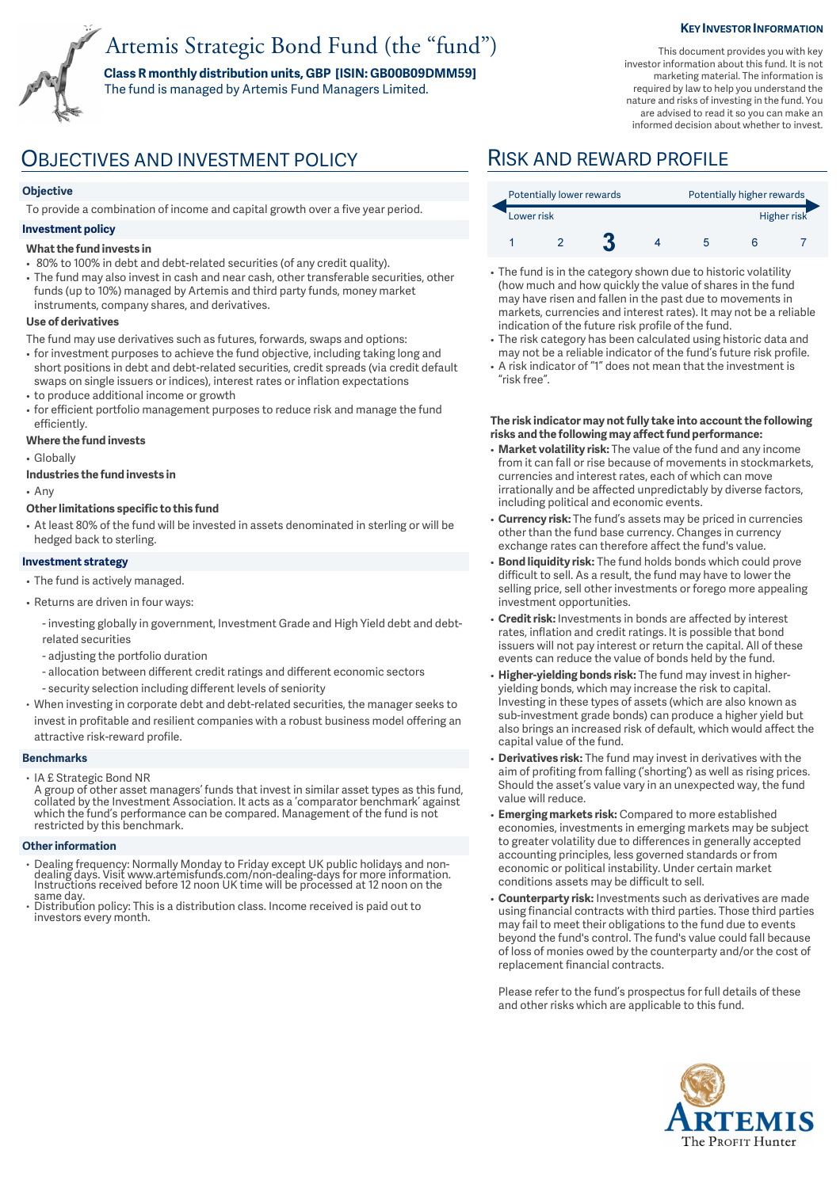# Artemis Strategic Bond Fund (the "fund")

**Class R monthly distribution units, GBP [ISIN: GB00B09DMM59]**
The fund is managed by Artemis Fund Managers Limited.

**KEY INVESTOR INFORMATION**

This document provides you with key investor information about this fund. It is not marketing material. The information is required by law to help you understand the nature and risks of investing in the fund. You are advised to read it so you can make an informed decision about whether to invest.

## OBJECTIVES AND INVESTMENT POLICY

**Objective**

To provide a combination of income and capital growth over a five year period.

**Investment policy**

**What the fund invests in**

- 80% to 100% in debt and debt-related securities (of any credit quality).
- The fund may also invest in cash and near cash, other transferable securities, other funds (up to 10%) managed by Artemis and third party funds, money market instruments, company shares, and derivatives.

**Use of derivatives**

The fund may use derivatives such as futures, forwards, swaps and options:

- for investment purposes to achieve the fund objective, including taking long and short positions in debt and debt-related securities, credit spreads (via credit default swaps on single issuers or indices), interest rates or inflation expectations
- to produce additional income or growth
- for efficient portfolio management purposes to reduce risk and manage the fund efficiently.

**Where the fund invests**

- Globally

**Industries the fund invests in**

- Any

**Other limitations specific to this fund**

- At least 80% of the fund will be invested in assets denominated in sterling or will be hedged back to sterling.

**Investment strategy**

- The fund is actively managed.
- Returns are driven in four ways:
  - investing globally in government, Investment Grade and High Yield debt and debt-related securities
  - adjusting the portfolio duration
  - allocation between different credit ratings and different economic sectors
  - security selection including different levels of seniority
- When investing in corporate debt and debt-related securities, the manager seeks to invest in profitable and resilient companies with a robust business model offering an attractive risk-reward profile.

**Benchmarks**

- IA £ Strategic Bond NR
  A group of other asset managers' funds that invest in similar asset types as this fund, collated by the Investment Association. It acts as a 'comparator benchmark' against which the fund's performance can be compared. Management of the fund is not restricted by this benchmark.

**Other information**

- Dealing frequency: Normally Monday to Friday except UK public holidays and non-dealing days. Visit www.artemisfunds.com/non-dealing-days for more information. Instructions received before 12 noon UK time will be processed at 12 noon on the same day.
- Distribution policy: This is a distribution class. Income received is paid out to investors every month.

## RISK AND REWARD PROFILE

Potentially lower rewards — Potentially higher rewards
Lower risk — Higher risk

1 2 **3** 4 5 6 7

- The fund is in the category shown due to historic volatility (how much and how quickly the value of shares in the fund may have risen and fallen in the past due to movements in markets, currencies and interest rates). It may not be a reliable indication of the future risk profile of the fund.
- The risk category has been calculated using historic data and may not be a reliable indicator of the fund's future risk profile.
- A risk indicator of "1" does not mean that the investment is "risk free".

**The risk indicator may not fully take into account the following risks and the following may affect fund performance:**

- **Market volatility risk:** The value of the fund and any income from it can fall or rise because of movements in stockmarkets, currencies and interest rates, each of which can move irrationally and be affected unpredictably by diverse factors, including political and economic events.
- **Currency risk:** The fund's assets may be priced in currencies other than the fund base currency. Changes in currency exchange rates can therefore affect the fund's value.
- **Bond liquidity risk:** The fund holds bonds which could prove difficult to sell. As a result, the fund may have to lower the selling price, sell other investments or forego more appealing investment opportunities.
- **Credit risk:** Investments in bonds are affected by interest rates, inflation and credit ratings. It is possible that bond issuers will not pay interest or return the capital. All of these events can reduce the value of bonds held by the fund.
- **Higher-yielding bonds risk:** The fund may invest in higher-yielding bonds, which may increase the risk to capital. Investing in these types of assets (which are also known as sub-investment grade bonds) can produce a higher yield but also brings an increased risk of default, which would affect the capital value of the fund.
- **Derivatives risk:** The fund may invest in derivatives with the aim of profiting from falling ('shorting') as well as rising prices. Should the asset's value vary in an unexpected way, the fund value will reduce.
- **Emerging markets risk:** Compared to more established economies, investments in emerging markets may be subject to greater volatility due to differences in generally accepted accounting principles, less governed standards or from economic or political instability. Under certain market conditions assets may be difficult to sell.
- **Counterparty risk:** Investments such as derivatives are made using financial contracts with third parties. Those third parties may fail to meet their obligations to the fund due to events beyond the fund's control. The fund's value could fall because of loss of monies owed by the counterparty and/or the cost of replacement financial contracts.

Please refer to the fund's prospectus for full details of these and other risks which are applicable to this fund.

ARTEMIS
The Profit Hunter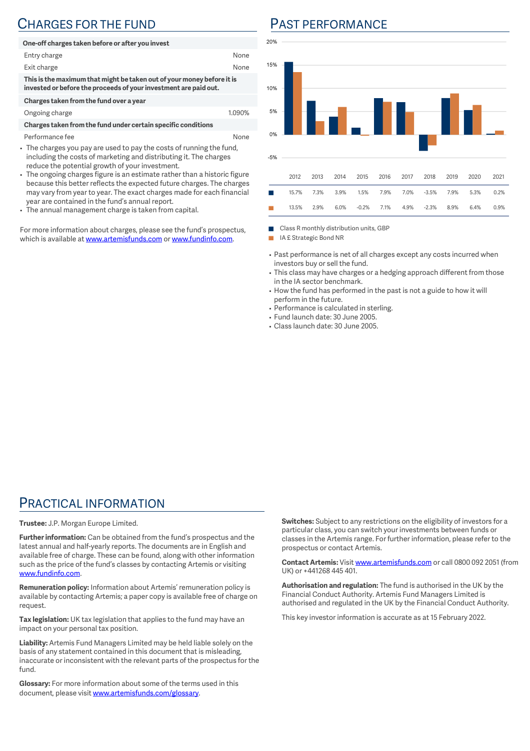## CHARGES FOR THE FUND

| | |
|---|---|
| **One-off charges taken before or after you invest** | |
| Entry charge | None |
| Exit charge | None |
| **This is the maximum that might be taken out of your money before it is invested or before the proceeds of your investment are paid out.** | |
| **Charges taken from the fund over a year** | |
| Ongoing charge | 1.090% |
| **Charges taken from the fund under certain specific conditions** | |
| Performance fee | None |

- The charges you pay are used to pay the costs of running the fund, including the costs of marketing and distributing it. The charges reduce the potential growth of your investment.
- The ongoing charges figure is an estimate rather than a historic figure because this better reflects the expected future charges. The charges may vary from year to year. The exact charges made for each financial year are contained in the fund's annual report.
- The annual management charge is taken from capital.

For more information about charges, please see the fund's prospectus, which is available at www.artemisfunds.com or www.fundinfo.com.

## PAST PERFORMANCE

20%
15%
10%
5%
0%
-5%

| | 2012 | 2013 | 2014 | 2015 | 2016 | 2017 | 2018 | 2019 | 2020 | 2021 |
|---|---|---|---|---|---|---|---|---|---|---|
| ■ | 15.7% | 7.3% | 3.9% | 1.5% | 7.9% | 7.0% | -3.5% | 7.9% | 5.3% | 0.2% |
| ■ | 13.5% | 2.9% | 6.0% | -0.2% | 7.1% | 4.9% | -2.3% | 8.9% | 6.4% | 0.9% |

■ Class R monthly distribution units, GBP
■ IA £ Strategic Bond NR

- Past performance is net of all charges except any costs incurred when investors buy or sell the fund.
- This class may have charges or a hedging approach different from those in the IA sector benchmark.
- How the fund has performed in the past is not a guide to how it will perform in the future.
- Performance is calculated in sterling.
- Fund launch date: 30 June 2005.
- Class launch date: 30 June 2005.

## PRACTICAL INFORMATION

**Trustee:** J.P. Morgan Europe Limited.

**Further information:** Can be obtained from the fund's prospectus and the latest annual and half-yearly reports. The documents are in English and available free of charge. These can be found, along with other information such as the price of the fund's classes by contacting Artemis or visiting www.fundinfo.com.

**Remuneration policy:** Information about Artemis' remuneration policy is available by contacting Artemis; a paper copy is available free of charge on request.

**Tax legislation:** UK tax legislation that applies to the fund may have an impact on your personal tax position.

**Liability:** Artemis Fund Managers Limited may be held liable solely on the basis of any statement contained in this document that is misleading, inaccurate or inconsistent with the relevant parts of the prospectus for the fund.

**Glossary:** For more information about some of the terms used in this document, please visit www.artemisfunds.com/glossary.

**Switches:** Subject to any restrictions on the eligibility of investors for a particular class, you can switch your investments between funds or classes in the Artemis range. For further information, please refer to the prospectus or contact Artemis.

**Contact Artemis:** Visit www.artemisfunds.com or call 0800 092 2051 (from UK) or +441268 445 401.

**Authorisation and regulation:** The fund is authorised in the UK by the Financial Conduct Authority. Artemis Fund Managers Limited is authorised and regulated in the UK by the Financial Conduct Authority.

This key investor information is accurate as at 15 February 2022.